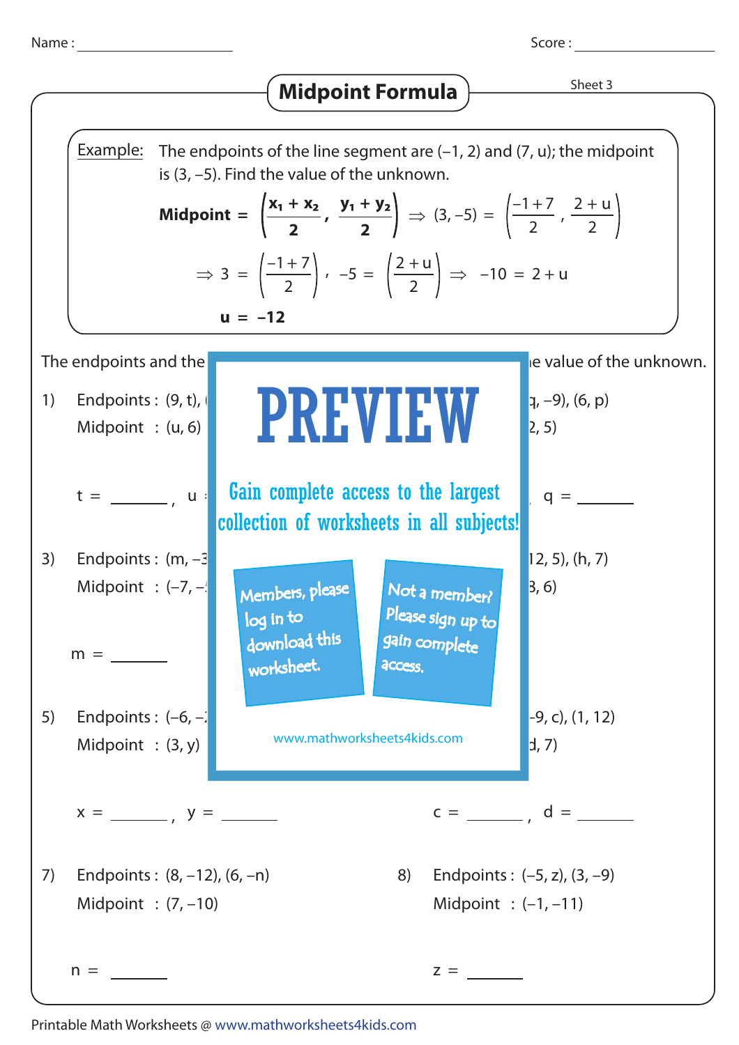Name : ____________________ Score : ____________________

# Midpoint Formula

Sheet 3

**Example:** The endpoints of the line segment are (–1, 2) and (7, u); the midpoint is (3, –5). Find the value of the unknown.

$$\textbf{Midpoint} = \left(\frac{x_1 + x_2}{2}, \frac{y_1 + y_2}{2}\right) \Rightarrow (3, -5) = \left(\frac{-1+7}{2}, \frac{2+u}{2}\right)$$

$$\Rightarrow 3 = \left(\frac{-1+7}{2}\right), \ -5 = \left(\frac{2+u}{2}\right) \Rightarrow -10 = 2 + u$$

$$\mathbf{u = -12}$$

The endpoints and the ... e value of the unknown.

PREVIEW

Gain complete access to the largest collection of worksheets in all subjects!

Members, please log in to download this worksheet.

Not a member? Please sign up to gain complete access.

www.mathworksheets4kids.com

1) Endpoints : (9, t), (
Midpoint : (u, 6)

t = ______ , u

2) ...q, –9), (6, p)
...2, 5)

q = ______

3) Endpoints : (m, –3
Midpoint : (–7, –

m = ______

4) ...12, 5), (h, 7)
...3, 6)

5) Endpoints : (–6, –
Midpoint : (3, y)

x = ______ , y = ______

6) ...–9, c), (1, 12)
...d, 7)

c = ______ , d = ______

7) Endpoints : (8, –12), (6, –n)
Midpoint : (7, –10)

n = ______

8) Endpoints : (–5, z), (3, –9)
Midpoint : (–1, –11)

z = ______

Printable Math Worksheets @ www.mathworksheets4kids.com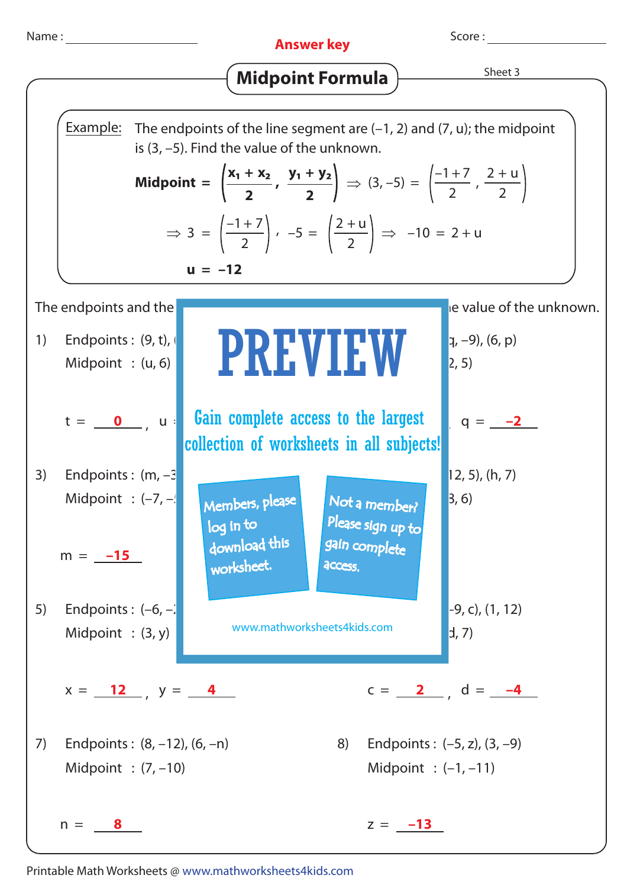Name : ____________ **Answer key** Score : ____________

# Midpoint Formula

Sheet 3

**Example:** The endpoints of the line segment are (–1, 2) and (7, u); the midpoint is (3, –5). Find the value of the unknown.

$$\textbf{Midpoint} = \left(\frac{x_1 + x_2}{2}, \frac{y_1 + y_2}{2}\right) \Rightarrow (3, -5) = \left(\frac{-1+7}{2}, \frac{2+u}{2}\right)$$

$$\Rightarrow 3 = \left(\frac{-1+7}{2}\right), \; -5 = \left(\frac{2+u}{2}\right) \Rightarrow -10 = 2 + u$$

$$\mathbf{u = -12}$$

The endpoints and the ... ie value of the unknown.

1) Endpoints : (9, t), (...
Midpoint : (u, 6)

t = **0** , u = ...

2) Endpoints : (q, –9), (6, p)
Midpoint : (...2, 5)

... , q = **–2**

3) Endpoints : (m, –3...
Midpoint : (–7, –...

m = **–15**

4) Endpoints : (...12, 5), (h, 7)
Midpoint : (...3, 6)

5) Endpoints : (–6, –...
Midpoint : (3, y)

x = **12** , y = **4**

6) Endpoints : (–9, c), (1, 12)
Midpoint : (...d, 7)

c = **2** , d = **–4**

7) Endpoints : (8, –12), (6, –n)
Midpoint : (7, –10)

n = **8**

8) Endpoints : (–5, z), (3, –9)
Midpoint : (–1, –11)

z = **–13**

Printable Math Worksheets @ www.mathworksheets4kids.com